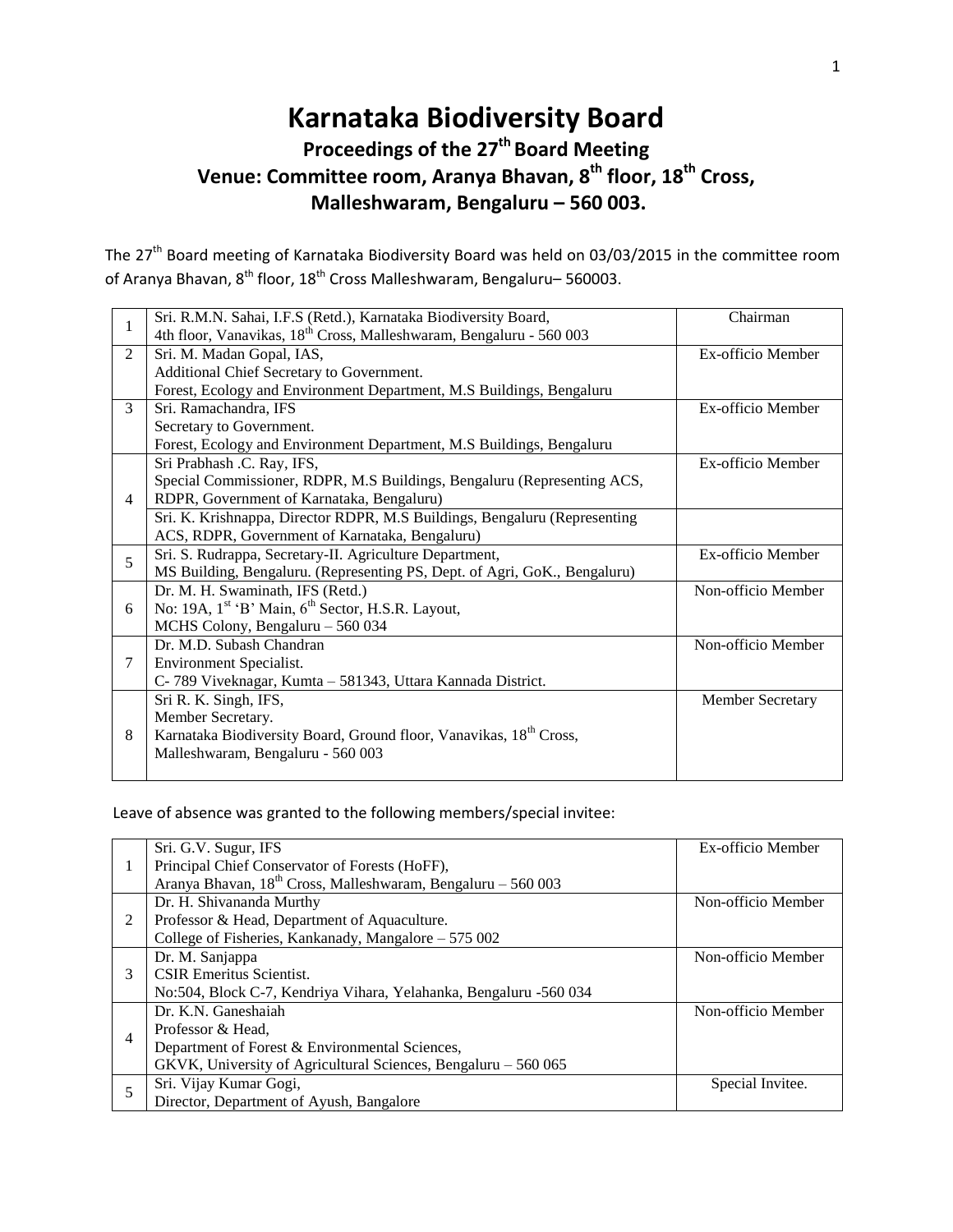# Karnataka Biodiversity Board

## Proceedings of the 27th Board Meeting

## Venue: Committee room, Aranya Bhavan, 8th floor, 18th Cross, Malleshwaram, Bengaluru – 560 003.

The 27th Board meeting of Karnataka Biodiversity Board was held on 03/03/2015 in the committee room of Aranya Bhavan, 8th floor, 18th Cross Malleshwaram, Bengaluru– 560003.

| | | |
|---|---|---|
| 1 | Sri. R.M.N. Sahai, I.F.S (Retd.), Karnataka Biodiversity Board, 4th floor, Vanavikas, 18th Cross, Malleshwaram, Bengaluru - 560 003 | Chairman |
| 2 | Sri. M. Madan Gopal, IAS, Additional Chief Secretary to Government. Forest, Ecology and Environment Department, M.S Buildings, Bengaluru | Ex-officio Member |
| 3 | Sri. Ramachandra, IFS Secretary to Government. Forest, Ecology and Environment Department, M.S Buildings, Bengaluru | Ex-officio Member |
| 4 | Sri Prabhash .C. Ray, IFS, Special Commissioner, RDPR, M.S Buildings, Bengaluru (Representing ACS, RDPR, Government of Karnataka, Bengaluru) | Ex-officio Member |
| | Sri. K. Krishnappa, Director RDPR, M.S Buildings, Bengaluru (Representing ACS, RDPR, Government of Karnataka, Bengaluru) | |
| 5 | Sri. S. Rudrappa, Secretary-II. Agriculture Department, MS Building, Bengaluru. (Representing PS, Dept. of Agri, GoK., Bengaluru) | Ex-officio Member |
| 6 | Dr. M. H. Swaminath, IFS (Retd.) No: 19A, 1st 'B' Main, 6th Sector, H.S.R. Layout, MCHS Colony, Bengaluru – 560 034 | Non-officio Member |
| 7 | Dr. M.D. Subash Chandran Environment Specialist. C- 789 Viveknagar, Kumta – 581343, Uttara Kannada District. | Non-officio Member |
| 8 | Sri R. K. Singh, IFS, Member Secretary. Karnataka Biodiversity Board, Ground floor, Vanavikas, 18th Cross, Malleshwaram, Bengaluru - 560 003 | Member Secretary |

Leave of absence was granted to the following members/special invitee:

| | | |
|---|---|---|
| 1 | Sri. G.V. Sugur, IFS Principal Chief Conservator of Forests (HoFF), Aranya Bhavan, 18th Cross, Malleshwaram, Bengaluru – 560 003 | Ex-officio Member |
| 2 | Dr. H. Shivananda Murthy Professor & Head, Department of Aquaculture. College of Fisheries, Kankanady, Mangalore – 575 002 | Non-officio Member |
| 3 | Dr. M. Sanjappa CSIR Emeritus Scientist. No:504, Block C-7, Kendriya Vihara, Yelahanka, Bengaluru -560 034 | Non-officio Member |
| 4 | Dr. K.N. Ganeshaiah Professor & Head, Department of Forest & Environmental Sciences, GKVK, University of Agricultural Sciences, Bengaluru – 560 065 | Non-officio Member |
| 5 | Sri. Vijay Kumar Gogi, Director, Department of Ayush, Bangalore | Special Invitee. |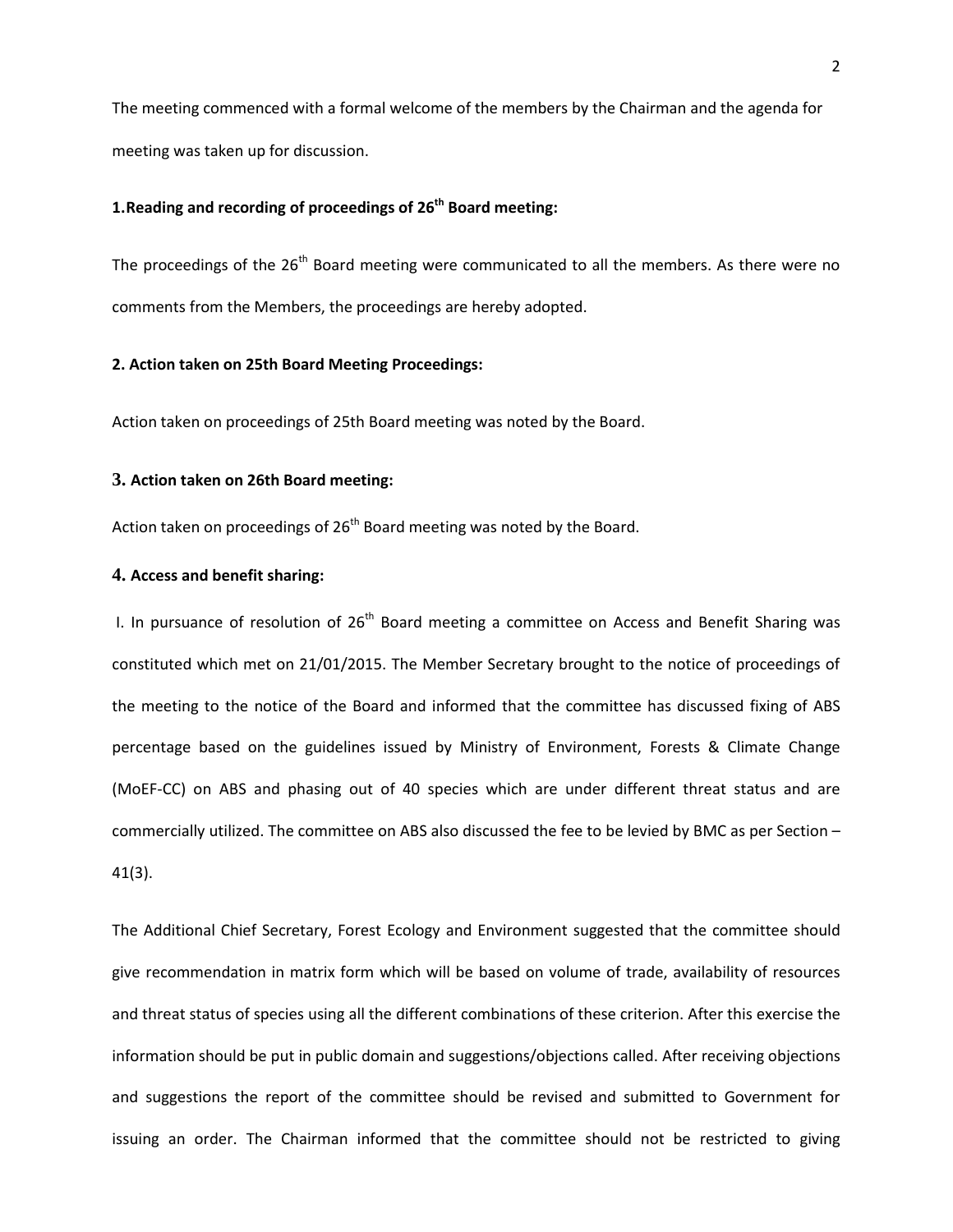The meeting commenced with a formal welcome of the members by the Chairman and the agenda for meeting was taken up for discussion.

**1.Reading and recording of proceedings of 26th Board meeting:**

The proceedings of the 26th Board meeting were communicated to all the members. As there were no comments from the Members, the proceedings are hereby adopted.

**2. Action taken on 25th Board Meeting Proceedings:**

Action taken on proceedings of 25th Board meeting was noted by the Board.

**3. Action taken on 26th Board meeting:**

Action taken on proceedings of 26th Board meeting was noted by the Board.

**4. Access and benefit sharing:**

I. In pursuance of resolution of 26th Board meeting a committee on Access and Benefit Sharing was constituted which met on 21/01/2015. The Member Secretary brought to the notice of proceedings of the meeting to the notice of the Board and informed that the committee has discussed fixing of ABS percentage based on the guidelines issued by Ministry of Environment, Forests & Climate Change (MoEF-CC) on ABS and phasing out of 40 species which are under different threat status and are commercially utilized. The committee on ABS also discussed the fee to be levied by BMC as per Section – 41(3).

The Additional Chief Secretary, Forest Ecology and Environment suggested that the committee should give recommendation in matrix form which will be based on volume of trade, availability of resources and threat status of species using all the different combinations of these criterion. After this exercise the information should be put in public domain and suggestions/objections called. After receiving objections and suggestions the report of the committee should be revised and submitted to Government for issuing an order. The Chairman informed that the committee should not be restricted to giving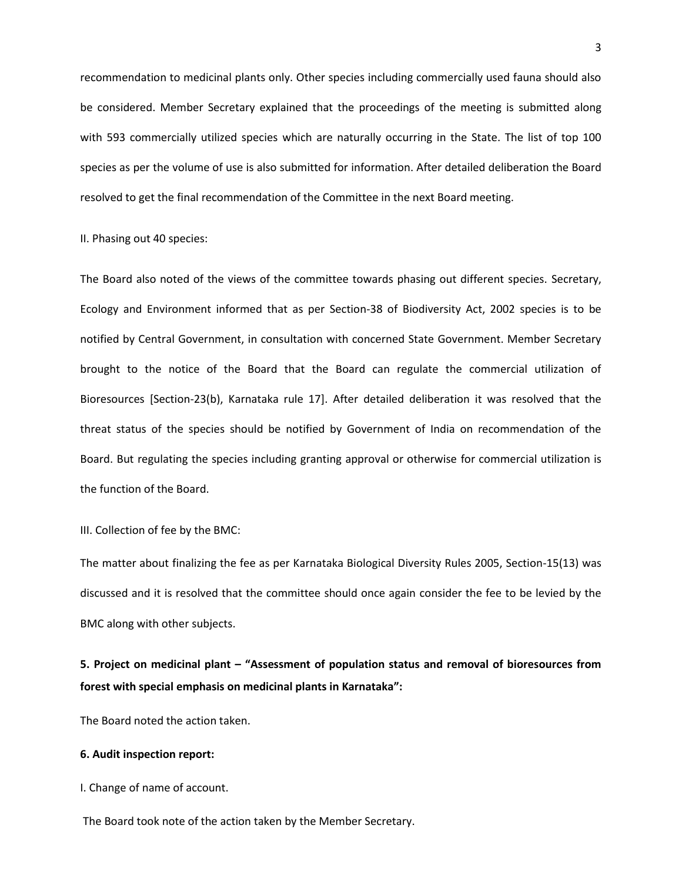recommendation to medicinal plants only. Other species including commercially used fauna should also be considered. Member Secretary explained that the proceedings of the meeting is submitted along with 593 commercially utilized species which are naturally occurring in the State. The list of top 100 species as per the volume of use is also submitted for information. After detailed deliberation the Board resolved to get the final recommendation of the Committee in the next Board meeting.

II. Phasing out 40 species:

The Board also noted of the views of the committee towards phasing out different species. Secretary, Ecology and Environment informed that as per Section-38 of Biodiversity Act, 2002 species is to be notified by Central Government, in consultation with concerned State Government. Member Secretary brought to the notice of the Board that the Board can regulate the commercial utilization of Bioresources [Section-23(b), Karnataka rule 17]. After detailed deliberation it was resolved that the threat status of the species should be notified by Government of India on recommendation of the Board. But regulating the species including granting approval or otherwise for commercial utilization is the function of the Board.

III. Collection of fee by the BMC:

The matter about finalizing the fee as per Karnataka Biological Diversity Rules 2005, Section-15(13) was discussed and it is resolved that the committee should once again consider the fee to be levied by the BMC along with other subjects.

**5. Project on medicinal plant – "Assessment of population status and removal of bioresources from forest with special emphasis on medicinal plants in Karnataka":**

The Board noted the action taken.

**6. Audit inspection report:**

I. Change of name of account.

The Board took note of the action taken by the Member Secretary.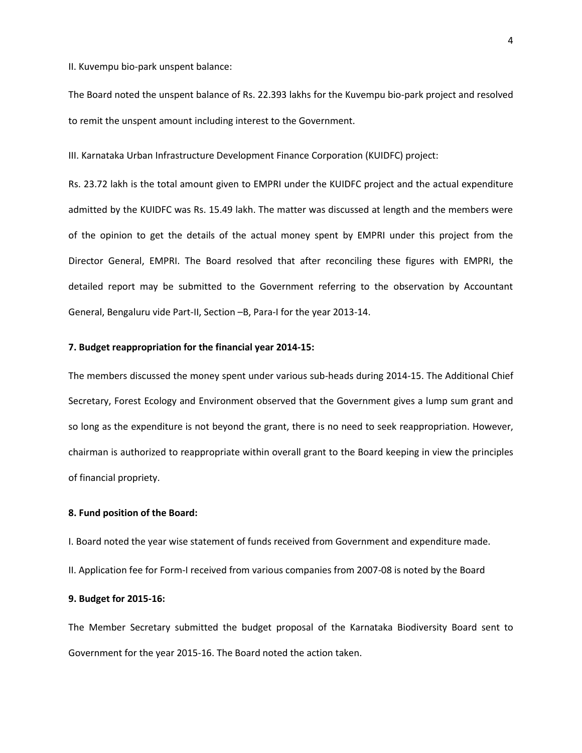II. Kuvempu bio-park unspent balance:

The Board noted the unspent balance of Rs. 22.393 lakhs for the Kuvempu bio-park project and resolved to remit the unspent amount including interest to the Government.

III. Karnataka Urban Infrastructure Development Finance Corporation (KUIDFC) project:

Rs. 23.72 lakh is the total amount given to EMPRI under the KUIDFC project and the actual expenditure admitted by the KUIDFC was Rs. 15.49 lakh. The matter was discussed at length and the members were of the opinion to get the details of the actual money spent by EMPRI under this project from the Director General, EMPRI. The Board resolved that after reconciling these figures with EMPRI, the detailed report may be submitted to the Government referring to the observation by Accountant General, Bengaluru vide Part-II, Section –B, Para-I for the year 2013-14.

**7. Budget reappropriation for the financial year 2014-15:**

The members discussed the money spent under various sub-heads during 2014-15. The Additional Chief Secretary, Forest Ecology and Environment observed that the Government gives a lump sum grant and so long as the expenditure is not beyond the grant, there is no need to seek reappropriation. However, chairman is authorized to reappropriate within overall grant to the Board keeping in view the principles of financial propriety.

**8. Fund position of the Board:**

I. Board noted the year wise statement of funds received from Government and expenditure made.

II. Application fee for Form-I received from various companies from 2007-08 is noted by the Board

**9. Budget for 2015-16:**

The Member Secretary submitted the budget proposal of the Karnataka Biodiversity Board sent to Government for the year 2015-16. The Board noted the action taken.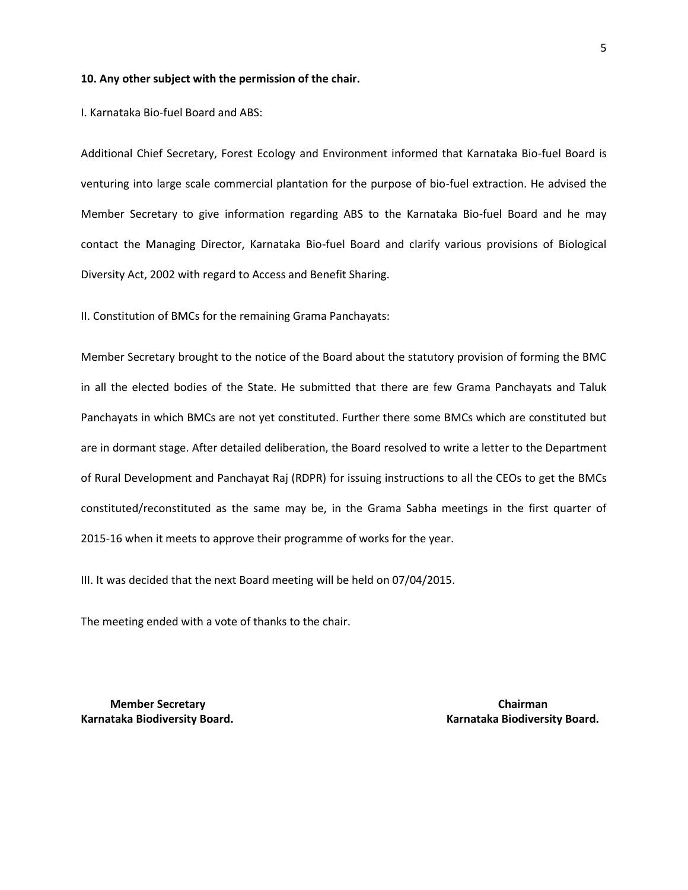**10. Any other subject with the permission of the chair.**

I. Karnataka Bio-fuel Board and ABS:

Additional Chief Secretary, Forest Ecology and Environment informed that Karnataka Bio-fuel Board is venturing into large scale commercial plantation for the purpose of bio-fuel extraction. He advised the Member Secretary to give information regarding ABS to the Karnataka Bio-fuel Board and he may contact the Managing Director, Karnataka Bio-fuel Board and clarify various provisions of Biological Diversity Act, 2002 with regard to Access and Benefit Sharing.

II. Constitution of BMCs for the remaining Grama Panchayats:

Member Secretary brought to the notice of the Board about the statutory provision of forming the BMC in all the elected bodies of the State. He submitted that there are few Grama Panchayats and Taluk Panchayats in which BMCs are not yet constituted. Further there some BMCs which are constituted but are in dormant stage. After detailed deliberation, the Board resolved to write a letter to the Department of Rural Development and Panchayat Raj (RDPR) for issuing instructions to all the CEOs to get the BMCs constituted/reconstituted as the same may be, in the Grama Sabha meetings in the first quarter of 2015-16 when it meets to approve their programme of works for the year.

III. It was decided that the next Board meeting will be held on 07/04/2015.

The meeting ended with a vote of thanks to the chair.

| | |
|---|---|
| **Member Secretary** | **Chairman** |
| **Karnataka Biodiversity Board.** | **Karnataka Biodiversity Board.** |